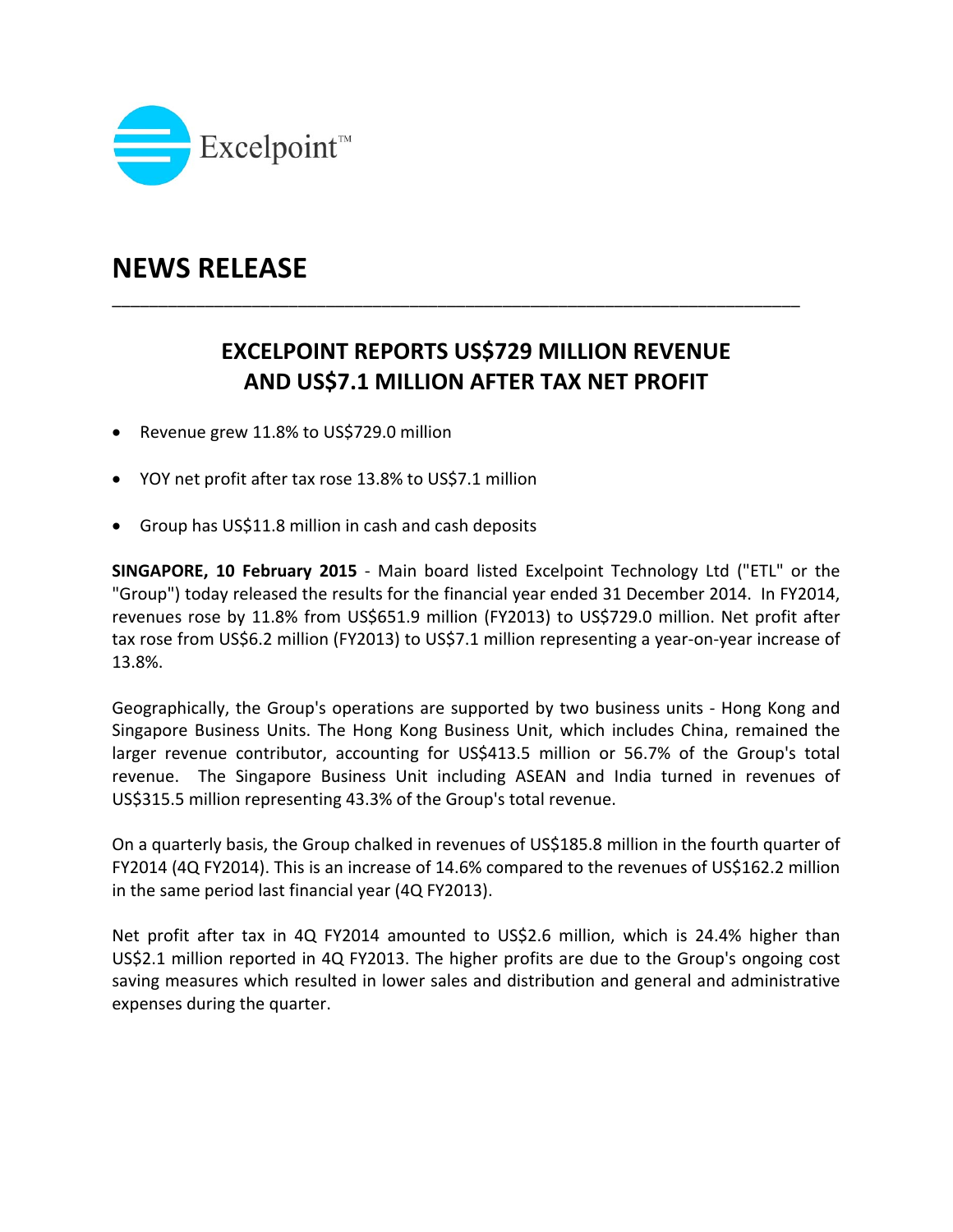Excelpoint™

# NEWS RELEASE

## EXCELPOINT REPORTS US$729 MILLION REVENUE AND US$7.1 MILLION AFTER TAX NET PROFIT

- Revenue grew 11.8% to US$729.0 million
- YOY net profit after tax rose 13.8% to US$7.1 million
- Group has US$11.8 million in cash and cash deposits

**SINGAPORE, 10 February 2015** - Main board listed Excelpoint Technology Ltd ("ETL" or the "Group") today released the results for the financial year ended 31 December 2014. In FY2014, revenues rose by 11.8% from US$651.9 million (FY2013) to US$729.0 million. Net profit after tax rose from US$6.2 million (FY2013) to US$7.1 million representing a year-on-year increase of 13.8%.

Geographically, the Group's operations are supported by two business units - Hong Kong and Singapore Business Units. The Hong Kong Business Unit, which includes China, remained the larger revenue contributor, accounting for US$413.5 million or 56.7% of the Group's total revenue. The Singapore Business Unit including ASEAN and India turned in revenues of US$315.5 million representing 43.3% of the Group's total revenue.

On a quarterly basis, the Group chalked in revenues of US$185.8 million in the fourth quarter of FY2014 (4Q FY2014). This is an increase of 14.6% compared to the revenues of US$162.2 million in the same period last financial year (4Q FY2013).

Net profit after tax in 4Q FY2014 amounted to US$2.6 million, which is 24.4% higher than US$2.1 million reported in 4Q FY2013. The higher profits are due to the Group's ongoing cost saving measures which resulted in lower sales and distribution and general and administrative expenses during the quarter.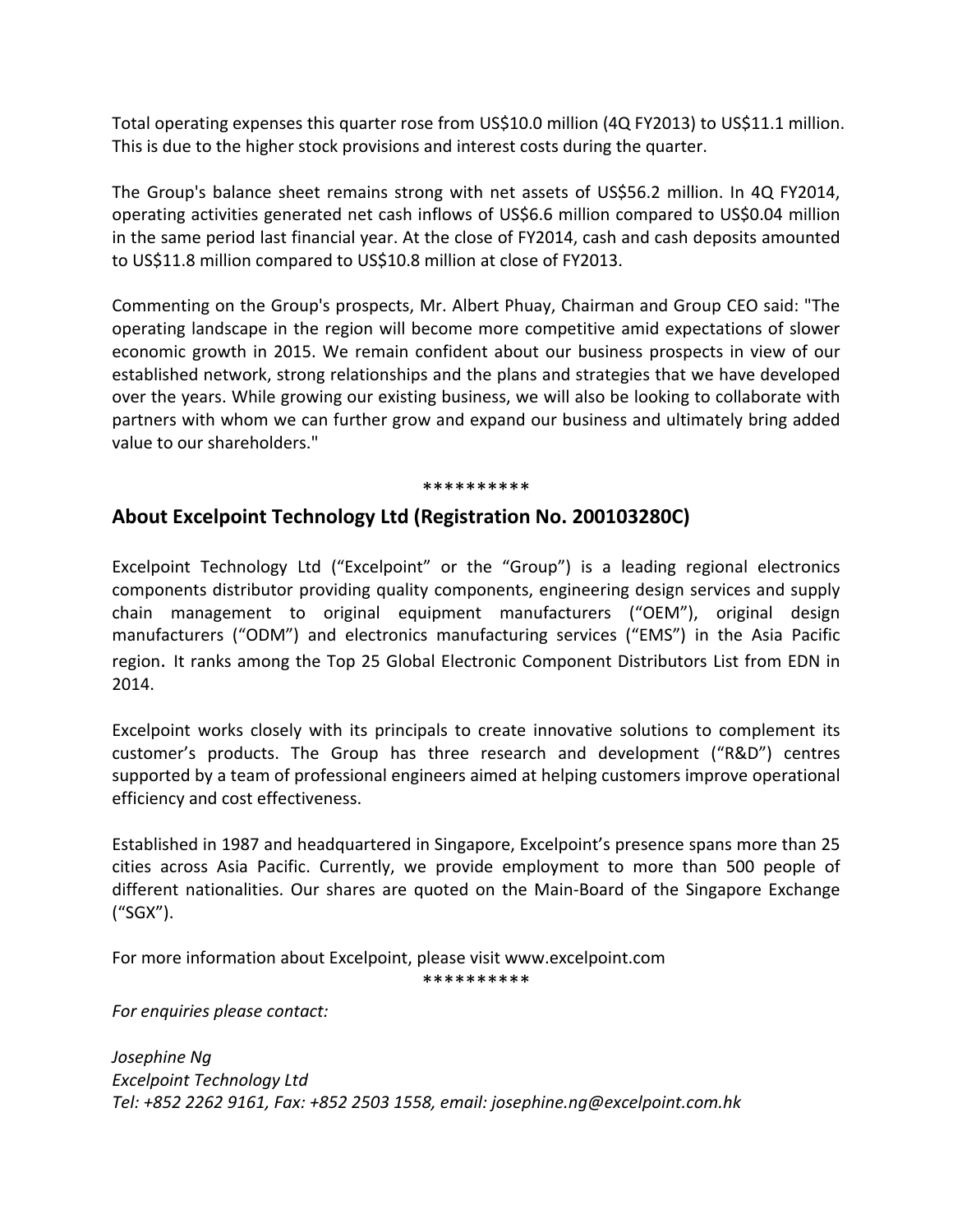Total operating expenses this quarter rose from US$10.0 million (4Q FY2013) to US$11.1 million. This is due to the higher stock provisions and interest costs during the quarter.

The Group's balance sheet remains strong with net assets of US$56.2 million. In 4Q FY2014, operating activities generated net cash inflows of US$6.6 million compared to US$0.04 million in the same period last financial year. At the close of FY2014, cash and cash deposits amounted to US$11.8 million compared to US$10.8 million at close of FY2013.

Commenting on the Group's prospects, Mr. Albert Phuay, Chairman and Group CEO said: "The operating landscape in the region will become more competitive amid expectations of slower economic growth in 2015. We remain confident about our business prospects in view of our established network, strong relationships and the plans and strategies that we have developed over the years. While growing our existing business, we will also be looking to collaborate with partners with whom we can further grow and expand our business and ultimately bring added value to our shareholders."

**********

## About Excelpoint Technology Ltd (Registration No. 200103280C)

Excelpoint Technology Ltd ("Excelpoint" or the "Group") is a leading regional electronics components distributor providing quality components, engineering design services and supply chain management to original equipment manufacturers ("OEM"), original design manufacturers ("ODM") and electronics manufacturing services ("EMS") in the Asia Pacific region. It ranks among the Top 25 Global Electronic Component Distributors List from EDN in 2014.

Excelpoint works closely with its principals to create innovative solutions to complement its customer's products. The Group has three research and development ("R&D") centres supported by a team of professional engineers aimed at helping customers improve operational efficiency and cost effectiveness.

Established in 1987 and headquartered in Singapore, Excelpoint's presence spans more than 25 cities across Asia Pacific. Currently, we provide employment to more than 500 people of different nationalities. Our shares are quoted on the Main-Board of the Singapore Exchange ("SGX").

For more information about Excelpoint, please visit www.excelpoint.com

**********

*For enquiries please contact:*

*Josephine Ng*
*Excelpoint Technology Ltd*
*Tel: +852 2262 9161, Fax: +852 2503 1558, email: josephine.ng@excelpoint.com.hk*